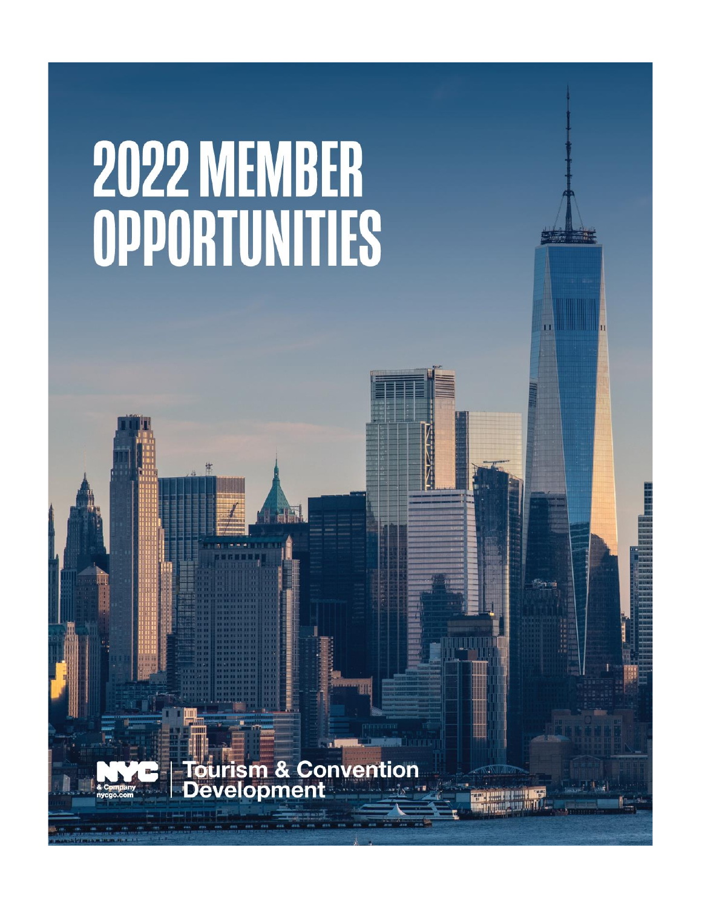# 2022 MEMBER OPPORTUNITIES

NYC & Company nycgo.com | Tourism & Convention Development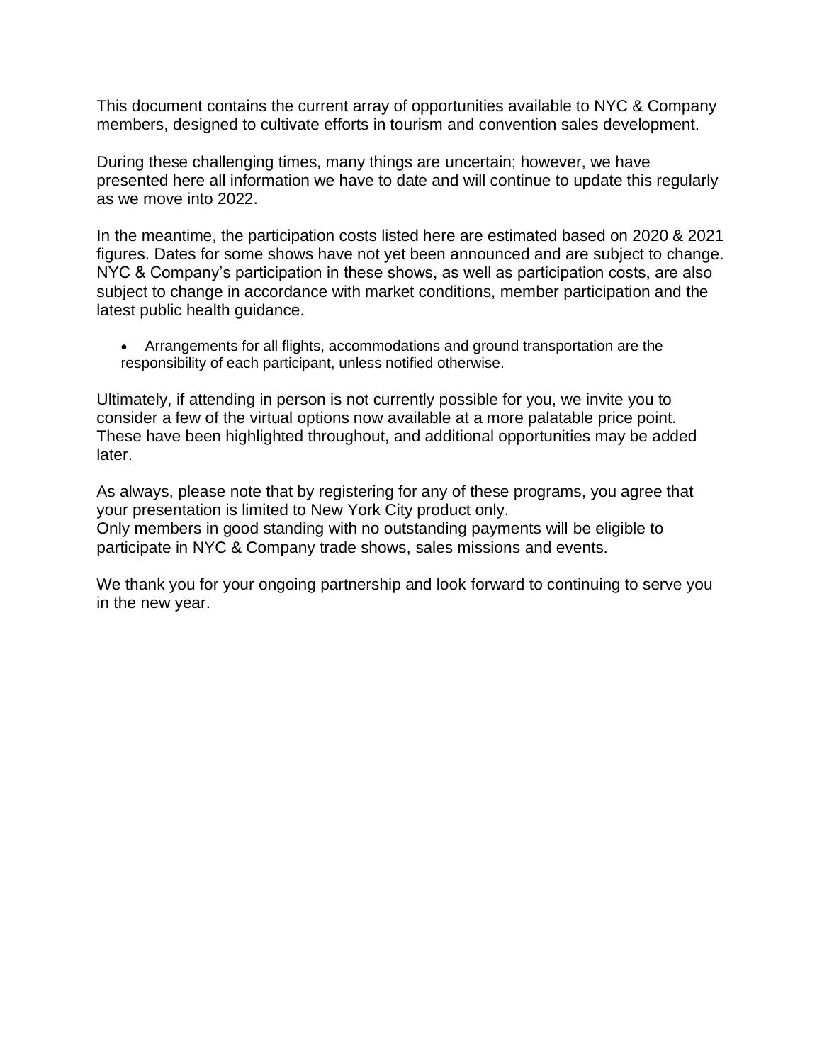This document contains the current array of opportunities available to NYC & Company members, designed to cultivate efforts in tourism and convention sales development.

During these challenging times, many things are uncertain; however, we have presented here all information we have to date and will continue to update this regularly as we move into 2022.

In the meantime, the participation costs listed here are estimated based on 2020 & 2021 figures. Dates for some shows have not yet been announced and are subject to change. NYC & Company's participation in these shows, as well as participation costs, are also subject to change in accordance with market conditions, member participation and the latest public health guidance.

- Arrangements for all flights, accommodations and ground transportation are the responsibility of each participant, unless notified otherwise.

Ultimately, if attending in person is not currently possible for you, we invite you to consider a few of the virtual options now available at a more palatable price point. These have been highlighted throughout, and additional opportunities may be added later.

As always, please note that by registering for any of these programs, you agree that your presentation is limited to New York City product only.
Only members in good standing with no outstanding payments will be eligible to participate in NYC & Company trade shows, sales missions and events.

We thank you for your ongoing partnership and look forward to continuing to serve you in the new year.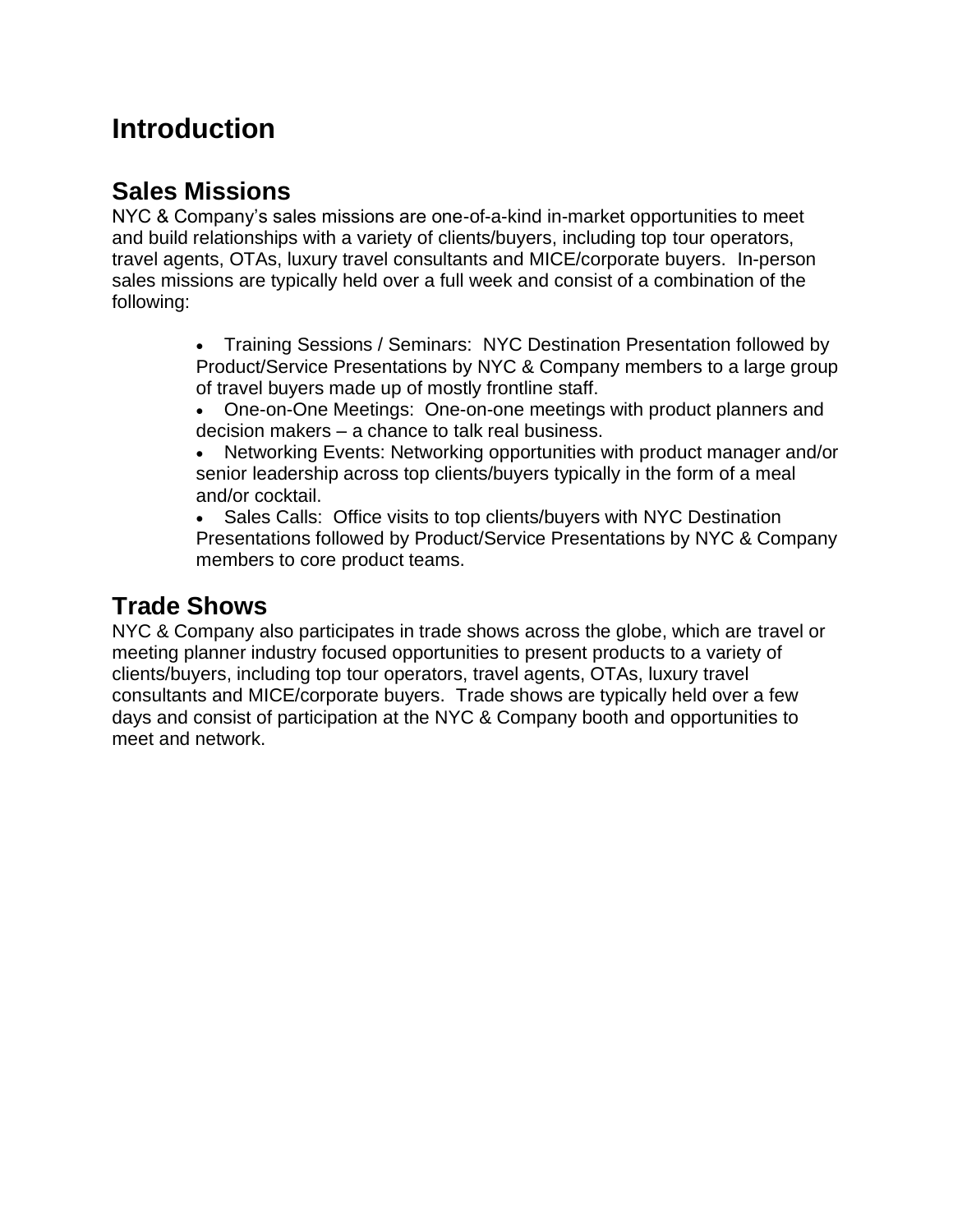# Introduction

## Sales Missions

NYC & Company's sales missions are one-of-a-kind in-market opportunities to meet and build relationships with a variety of clients/buyers, including top tour operators, travel agents, OTAs, luxury travel consultants and MICE/corporate buyers. In-person sales missions are typically held over a full week and consist of a combination of the following:

- Training Sessions / Seminars: NYC Destination Presentation followed by Product/Service Presentations by NYC & Company members to a large group of travel buyers made up of mostly frontline staff.
- One-on-One Meetings: One-on-one meetings with product planners and decision makers – a chance to talk real business.
- Networking Events: Networking opportunities with product manager and/or senior leadership across top clients/buyers typically in the form of a meal and/or cocktail.
- Sales Calls: Office visits to top clients/buyers with NYC Destination Presentations followed by Product/Service Presentations by NYC & Company members to core product teams.

## Trade Shows

NYC & Company also participates in trade shows across the globe, which are travel or meeting planner industry focused opportunities to present products to a variety of clients/buyers, including top tour operators, travel agents, OTAs, luxury travel consultants and MICE/corporate buyers. Trade shows are typically held over a few days and consist of participation at the NYC & Company booth and opportunities to meet and network.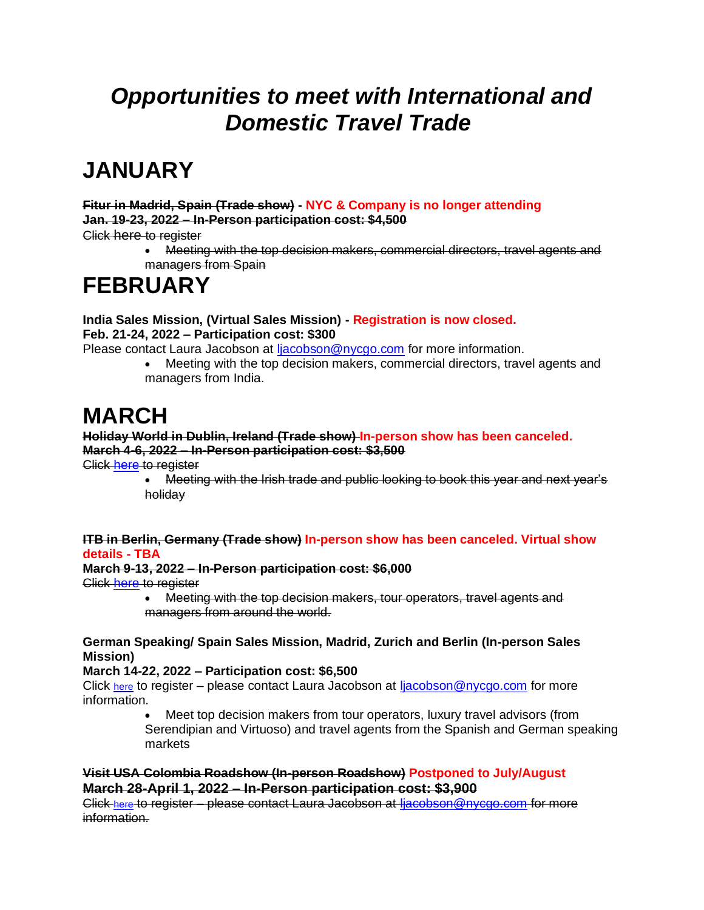# *Opportunities to meet with International and Domestic Travel Trade*

# JANUARY

~~**Fitur in Madrid, Spain (Trade show)**~~ **- NYC & Company is no longer attending**
~~**Jan. 19-23, 2022 – In-Person participation cost: $4,500**~~
~~Click here to register~~

- ~~Meeting with the top decision makers, commercial directors, travel agents and managers from Spain~~

# FEBRUARY

**India Sales Mission, (Virtual Sales Mission) - Registration is now closed.**
**Feb. 21-24, 2022 – Participation cost: $300**
Please contact Laura Jacobson at ljacobson@nycgo.com for more information.

- Meeting with the top decision makers, commercial directors, travel agents and managers from India.

# MARCH

~~**Holiday World in Dublin, Ireland (Trade show)**~~ **In-person show has been canceled.**
~~**March 4-6, 2022 – In-Person participation cost: $3,500**~~
~~Click here to register~~

- ~~Meeting with the Irish trade and public looking to book this year and next year's holiday~~

~~**ITB in Berlin, Germany (Trade show)**~~ **In-person show has been canceled. Virtual show details - TBA**
~~**March 9-13, 2022 – In-Person participation cost: $6,000**~~
~~Click here to register~~

- ~~Meeting with the top decision makers, tour operators, travel agents and managers from around the world.~~

**German Speaking/ Spain Sales Mission, Madrid, Zurich and Berlin (In-person Sales Mission)**
**March 14-22, 2022 – Participation cost: $6,500**
Click here to register – please contact Laura Jacobson at ljacobson@nycgo.com for more information.

- Meet top decision makers from tour operators, luxury travel advisors (from Serendipian and Virtuoso) and travel agents from the Spanish and German speaking markets

~~**Visit USA Colombia Roadshow (In-person Roadshow)**~~ **Postponed to July/August**
~~**March 28-April 1, 2022 – In-Person participation cost: $3,900**~~
~~Click here to register – please contact Laura Jacobson at ljacobson@nycgo.com for more information.~~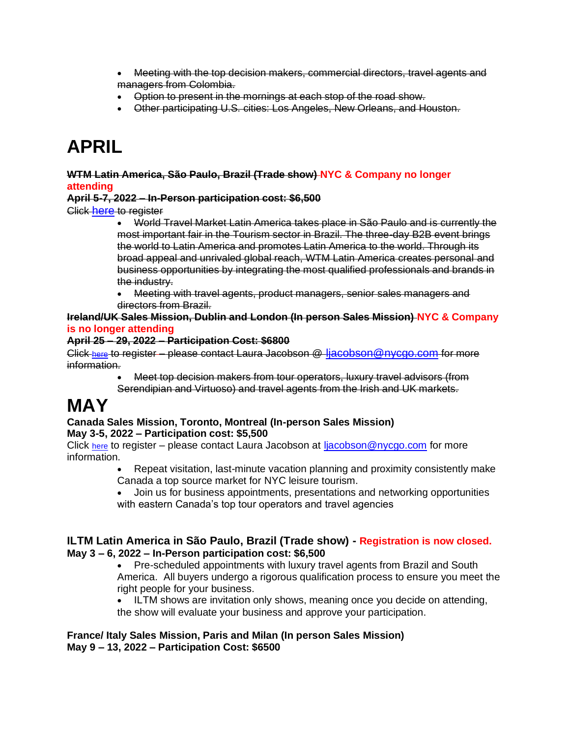- ~~Meeting with the top decision makers, commercial directors, travel agents and managers from Colombia.~~
- ~~Option to present in the mornings at each stop of the road show.~~
- ~~Other participating U.S. cities: Los Angeles, New Orleans, and Houston.~~

# APRIL

**~~WTM Latin America, São Paulo, Brazil (Trade show)~~ NYC & Company no longer attending**

**~~April 5-7, 2022 – In-Person participation cost: $6,500~~**

~~Click here to register~~

- ~~World Travel Market Latin America takes place in São Paulo and is currently the most important fair in the Tourism sector in Brazil. The three-day B2B event brings the world to Latin America and promotes Latin America to the world. Through its broad appeal and unrivaled global reach, WTM Latin America creates personal and business opportunities by integrating the most qualified professionals and brands in the industry.~~
- ~~Meeting with travel agents, product managers, senior sales managers and directors from Brazil.~~

**~~Ireland/UK Sales Mission, Dublin and London (In person Sales Mission)~~ NYC & Company is no longer attending**

**~~April 25 – 29, 2022 – Participation Cost: $6800~~**

~~Click here to register – please contact Laura Jacobson @ ljacobson@nycgo.com for more information.~~

- ~~Meet top decision makers from tour operators, luxury travel advisors (from Serendipian and Virtuoso) and travel agents from the Irish and UK markets.~~

# MAY

**Canada Sales Mission, Toronto, Montreal (In-person Sales Mission)**

**May 3-5, 2022 – Participation cost: $5,500**

Click here to register – please contact Laura Jacobson at ljacobson@nycgo.com for more information.

- Repeat visitation, last-minute vacation planning and proximity consistently make Canada a top source market for NYC leisure tourism.
- Join us for business appointments, presentations and networking opportunities with eastern Canada's top tour operators and travel agencies

**ILTM Latin America in São Paulo, Brazil (Trade show) - Registration is now closed.**

**May 3 – 6, 2022 – In-Person participation cost: $6,500**

- Pre-scheduled appointments with luxury travel agents from Brazil and South America. All buyers undergo a rigorous qualification process to ensure you meet the right people for your business.
- ILTM shows are invitation only shows, meaning once you decide on attending, the show will evaluate your business and approve your participation.

**France/ Italy Sales Mission, Paris and Milan (In person Sales Mission)**

**May 9 – 13, 2022 – Participation Cost: $6500**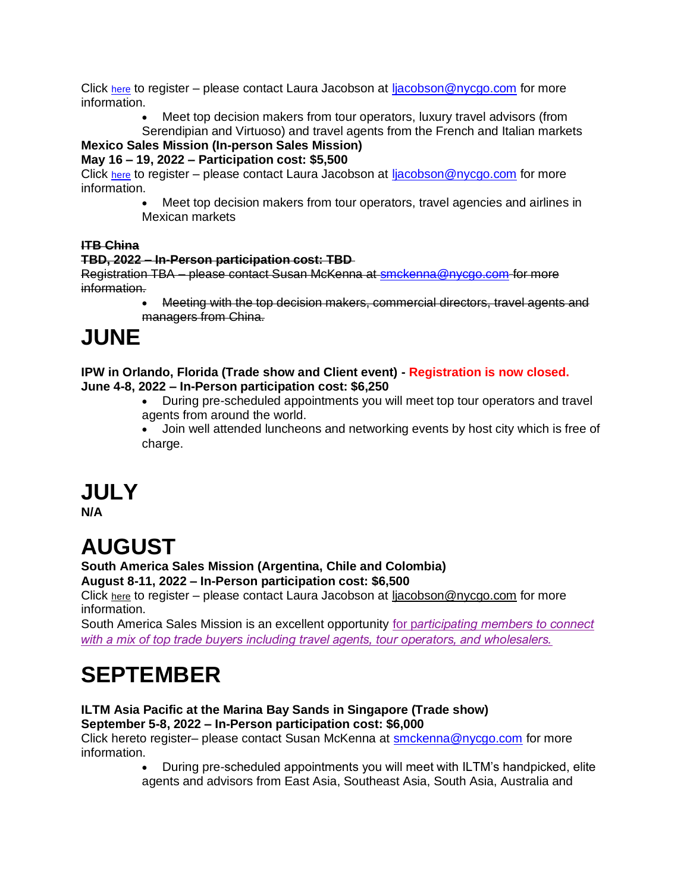Click here to register – please contact Laura Jacobson at ljacobson@nycgo.com for more information.

- Meet top decision makers from tour operators, luxury travel advisors (from Serendipian and Virtuoso) and travel agents from the French and Italian markets

**Mexico Sales Mission (In-person Sales Mission)**
**May 16 – 19, 2022 – Participation cost: $5,500**

Click here to register – please contact Laura Jacobson at ljacobson@nycgo.com for more information.

- Meet top decision makers from tour operators, travel agencies and airlines in Mexican markets

~~**ITB China**~~
~~**TBD, 2022 – In-Person participation cost: TBD**~~

~~Registration TBA – please contact Susan McKenna at smckenna@nycgo.com for more information.~~

- ~~Meeting with the top decision makers, commercial directors, travel agents and managers from China.~~

# JUNE

**IPW in Orlando, Florida (Trade show and Client event) - Registration is now closed.**
**June 4-8, 2022 – In-Person participation cost: $6,250**

- During pre-scheduled appointments you will meet top tour operators and travel agents from around the world.
- Join well attended luncheons and networking events by host city which is free of charge.

# JULY

**N/A**

# AUGUST

**South America Sales Mission (Argentina, Chile and Colombia)**
**August 8-11, 2022 – In-Person participation cost: $6,500**

Click here to register – please contact Laura Jacobson at ljacobson@nycgo.com for more information.

South America Sales Mission is an excellent opportunity *for participating members to connect with a mix of top trade buyers including travel agents, tour operators, and wholesalers.*

# SEPTEMBER

**ILTM Asia Pacific at the Marina Bay Sands in Singapore (Trade show)**
**September 5-8, 2022 – In-Person participation cost: $6,000**

Click hereto register– please contact Susan McKenna at smckenna@nycgo.com for more information.

- During pre-scheduled appointments you will meet with ILTM's handpicked, elite agents and advisors from East Asia, Southeast Asia, South Asia, Australia and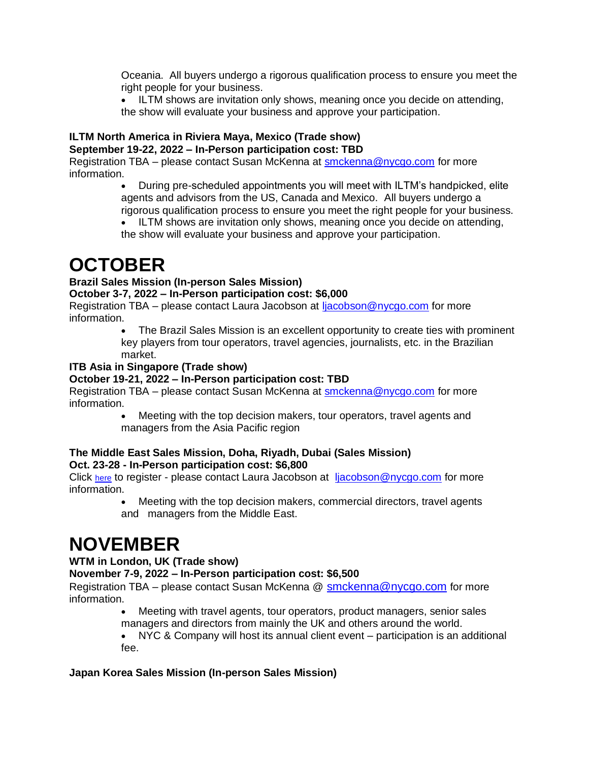Oceania. All buyers undergo a rigorous qualification process to ensure you meet the right people for your business.

- ILTM shows are invitation only shows, meaning once you decide on attending, the show will evaluate your business and approve your participation.

**ILTM North America in Riviera Maya, Mexico (Trade show)**
**September 19-22, 2022 – In-Person participation cost: TBD**
Registration TBA – please contact Susan McKenna at smckenna@nycgo.com for more information.

- During pre-scheduled appointments you will meet with ILTM's handpicked, elite agents and advisors from the US, Canada and Mexico. All buyers undergo a rigorous qualification process to ensure you meet the right people for your business.
- ILTM shows are invitation only shows, meaning once you decide on attending, the show will evaluate your business and approve your participation.

# OCTOBER

**Brazil Sales Mission (In-person Sales Mission)**
**October 3-7, 2022 – In-Person participation cost: $6,000**
Registration TBA – please contact Laura Jacobson at ljacobson@nycgo.com for more information.

- The Brazil Sales Mission is an excellent opportunity to create ties with prominent key players from tour operators, travel agencies, journalists, etc. in the Brazilian market.

**ITB Asia in Singapore (Trade show)**
**October 19-21, 2022 – In-Person participation cost: TBD**
Registration TBA – please contact Susan McKenna at smckenna@nycgo.com for more information.

- Meeting with the top decision makers, tour operators, travel agents and managers from the Asia Pacific region

**The Middle East Sales Mission, Doha, Riyadh, Dubai (Sales Mission)**
**Oct. 23-28 - In-Person participation cost: $6,800**
Click here to register - please contact Laura Jacobson at ljacobson@nycgo.com for more information.

- Meeting with the top decision makers, commercial directors, travel agents and managers from the Middle East.

# NOVEMBER

**WTM in London, UK (Trade show)**
**November 7-9, 2022 – In-Person participation cost: $6,500**
Registration TBA – please contact Susan McKenna @ smckenna@nycgo.com for more information.

- Meeting with travel agents, tour operators, product managers, senior sales managers and directors from mainly the UK and others around the world.
- NYC & Company will host its annual client event – participation is an additional fee.

**Japan Korea Sales Mission (In-person Sales Mission)**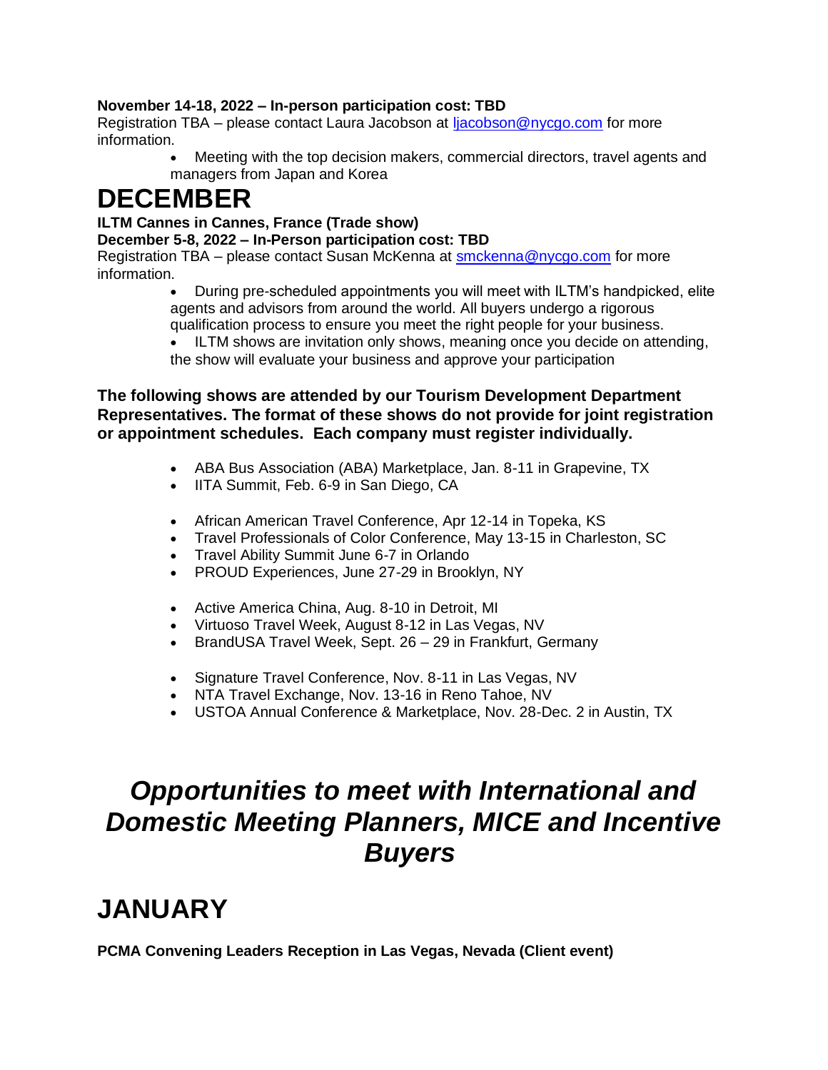**November 14-18, 2022 – In-person participation cost: TBD**
Registration TBA – please contact Laura Jacobson at ljacobson@nycgo.com for more information.

- Meeting with the top decision makers, commercial directors, travel agents and managers from Japan and Korea

# DECEMBER

**ILTM Cannes in Cannes, France (Trade show)**
**December 5-8, 2022 – In-Person participation cost: TBD**
Registration TBA – please contact Susan McKenna at smckenna@nycgo.com for more information.

- During pre-scheduled appointments you will meet with ILTM's handpicked, elite agents and advisors from around the world. All buyers undergo a rigorous qualification process to ensure you meet the right people for your business.
- ILTM shows are invitation only shows, meaning once you decide on attending, the show will evaluate your business and approve your participation

**The following shows are attended by our Tourism Development Department Representatives. The format of these shows do not provide for joint registration or appointment schedules. Each company must register individually.**

- ABA Bus Association (ABA) Marketplace, Jan. 8-11 in Grapevine, TX
- IITA Summit, Feb. 6-9 in San Diego, CA

- African American Travel Conference, Apr 12-14 in Topeka, KS
- Travel Professionals of Color Conference, May 13-15 in Charleston, SC
- Travel Ability Summit June 6-7 in Orlando
- PROUD Experiences, June 27-29 in Brooklyn, NY

- Active America China, Aug. 8-10 in Detroit, MI
- Virtuoso Travel Week, August 8-12 in Las Vegas, NV
- BrandUSA Travel Week, Sept. 26 – 29 in Frankfurt, Germany

- Signature Travel Conference, Nov. 8-11 in Las Vegas, NV
- NTA Travel Exchange, Nov. 13-16 in Reno Tahoe, NV
- USTOA Annual Conference & Marketplace, Nov. 28-Dec. 2 in Austin, TX

# *Opportunities to meet with International and Domestic Meeting Planners, MICE and Incentive Buyers*

# JANUARY

**PCMA Convening Leaders Reception in Las Vegas, Nevada (Client event)**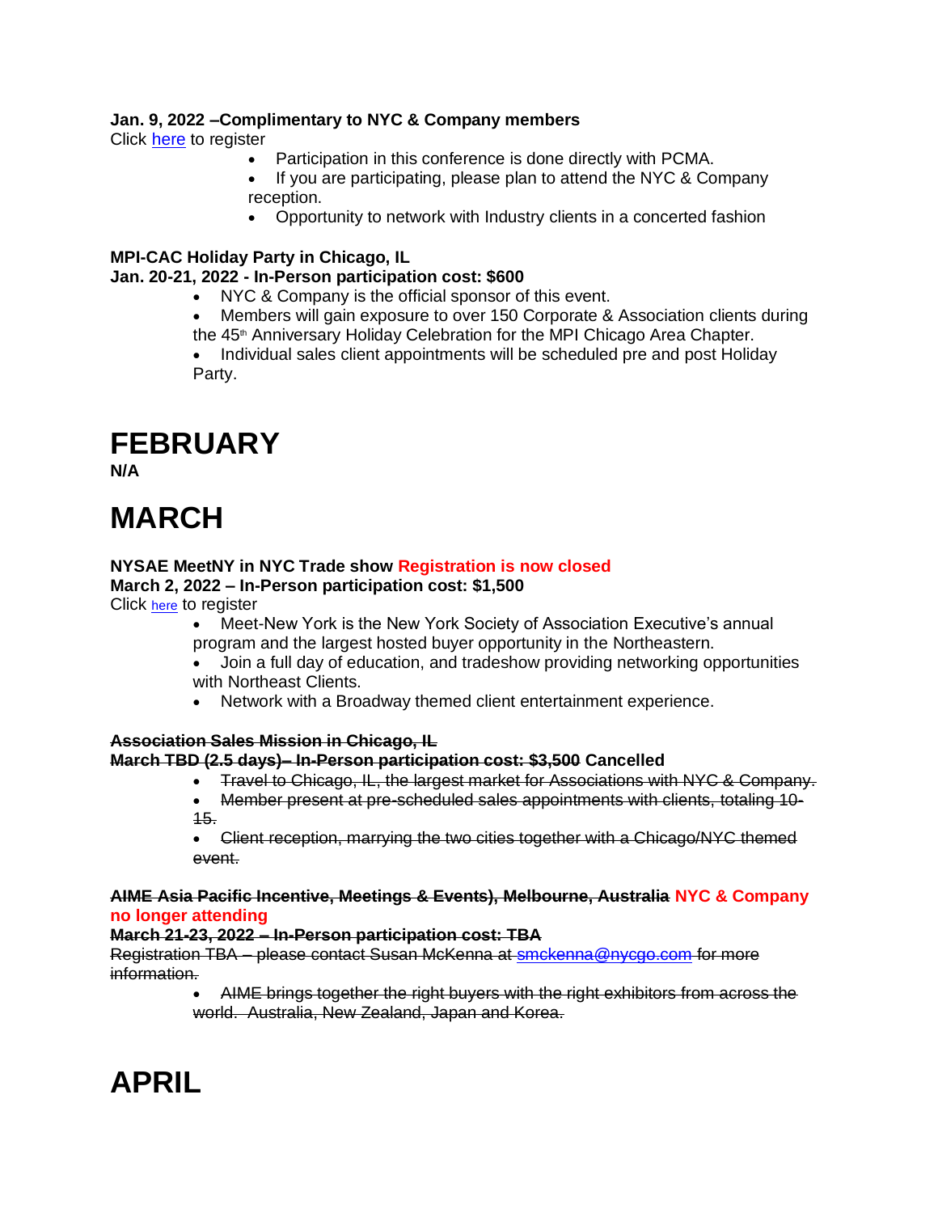**Jan. 9, 2022 –Complimentary to NYC & Company members**

Click here to register

- Participation in this conference is done directly with PCMA.
- If you are participating, please plan to attend the NYC & Company reception.
- Opportunity to network with Industry clients in a concerted fashion

**MPI-CAC Holiday Party in Chicago, IL**
**Jan. 20-21, 2022 - In-Person participation cost: $600**

- NYC & Company is the official sponsor of this event.
- Members will gain exposure to over 150 Corporate & Association clients during the 45th Anniversary Holiday Celebration for the MPI Chicago Area Chapter.
- Individual sales client appointments will be scheduled pre and post Holiday Party.

# FEBRUARY

**N/A**

# MARCH

**NYSAE MeetNY in NYC Trade show Registration is now closed**
**March 2, 2022 – In-Person participation cost: $1,500**

Click here to register

- Meet-New York is the New York Society of Association Executive's annual program and the largest hosted buyer opportunity in the Northeastern.
- Join a full day of education, and tradeshow providing networking opportunities with Northeast Clients.
- Network with a Broadway themed client entertainment experience.

**~~Association Sales Mission in Chicago, IL~~**
**~~March TBD (2.5 days)– In-Person participation cost: $3,500~~ Cancelled**

- ~~Travel to Chicago, IL, the largest market for Associations with NYC & Company.~~
- ~~Member present at pre-scheduled sales appointments with clients, totaling 10-15.~~
- ~~Client reception, marrying the two cities together with a Chicago/NYC themed event.~~

**~~AIME Asia Pacific Incentive, Meetings & Events), Melbourne, Australia~~ NYC & Company no longer attending**
**~~March 21-23, 2022 – In-Person participation cost: TBA~~**

~~Registration TBA – please contact Susan McKenna at smckenna@nycgo.com for more information.~~

- ~~AIME brings together the right buyers with the right exhibitors from across the world. Australia, New Zealand, Japan and Korea.~~

# APRIL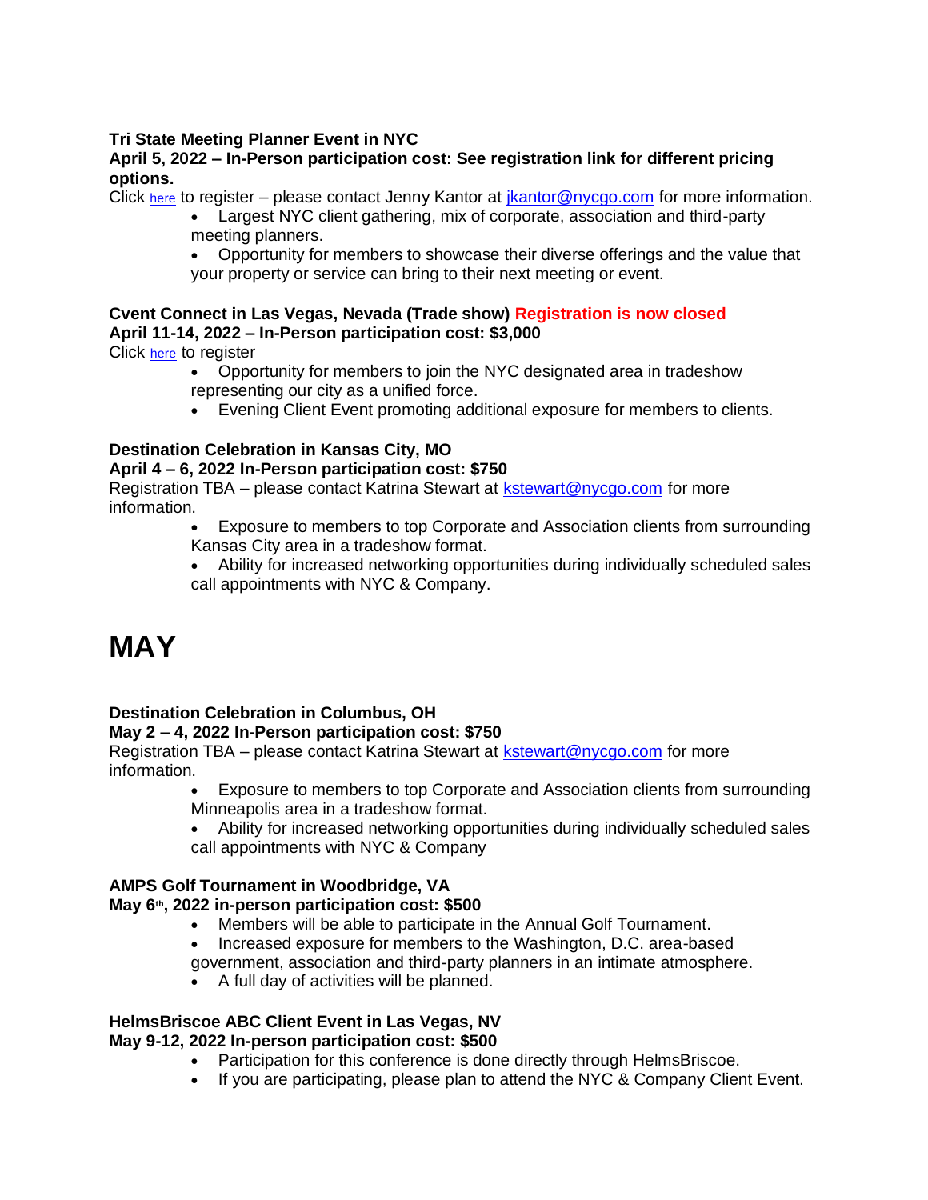**Tri State Meeting Planner Event in NYC**
**April 5, 2022 – In-Person participation cost: See registration link for different pricing options.**
Click here to register – please contact Jenny Kantor at jkantor@nycgo.com for more information.

- Largest NYC client gathering, mix of corporate, association and third-party meeting planners.
- Opportunity for members to showcase their diverse offerings and the value that your property or service can bring to their next meeting or event.

**Cvent Connect in Las Vegas, Nevada (Trade show) Registration is now closed**
**April 11-14, 2022 – In-Person participation cost: $3,000**
Click here to register

- Opportunity for members to join the NYC designated area in tradeshow representing our city as a unified force.
- Evening Client Event promoting additional exposure for members to clients.

**Destination Celebration in Kansas City, MO**
**April 4 – 6, 2022 In-Person participation cost: $750**
Registration TBA – please contact Katrina Stewart at kstewart@nycgo.com for more information.

- Exposure to members to top Corporate and Association clients from surrounding Kansas City area in a tradeshow format.
- Ability for increased networking opportunities during individually scheduled sales call appointments with NYC & Company.

# MAY

**Destination Celebration in Columbus, OH**
**May 2 – 4, 2022 In-Person participation cost: $750**
Registration TBA – please contact Katrina Stewart at kstewart@nycgo.com for more information.

- Exposure to members to top Corporate and Association clients from surrounding Minneapolis area in a tradeshow format.
- Ability for increased networking opportunities during individually scheduled sales call appointments with NYC & Company

**AMPS Golf Tournament in Woodbridge, VA**
**May 6th, 2022 in-person participation cost: $500**

- Members will be able to participate in the Annual Golf Tournament.
- Increased exposure for members to the Washington, D.C. area-based government, association and third-party planners in an intimate atmosphere.
- A full day of activities will be planned.

**HelmsBriscoe ABC Client Event in Las Vegas, NV**
**May 9-12, 2022 In-person participation cost: $500**

- Participation for this conference is done directly through HelmsBriscoe.
- If you are participating, please plan to attend the NYC & Company Client Event.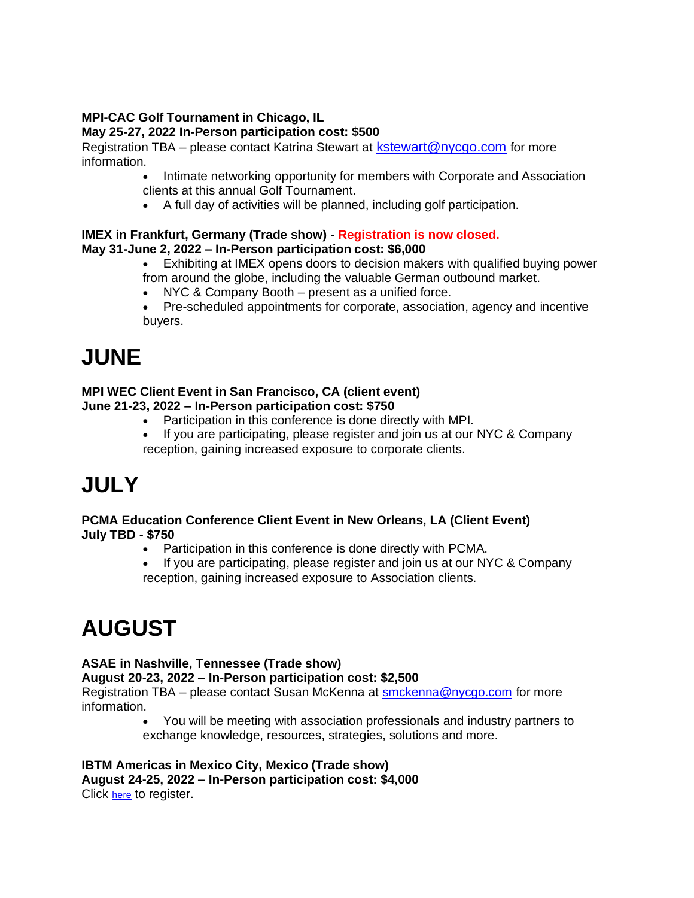**MPI-CAC Golf Tournament in Chicago, IL**
**May 25-27, 2022 In-Person participation cost: $500**
Registration TBA – please contact Katrina Stewart at kstewart@nycgo.com for more information.

- Intimate networking opportunity for members with Corporate and Association clients at this annual Golf Tournament.
- A full day of activities will be planned, including golf participation.

**IMEX in Frankfurt, Germany (Trade show) - Registration is now closed.**
**May 31-June 2, 2022 – In-Person participation cost: $6,000**

- Exhibiting at IMEX opens doors to decision makers with qualified buying power from around the globe, including the valuable German outbound market.
- NYC & Company Booth – present as a unified force.
- Pre-scheduled appointments for corporate, association, agency and incentive buyers.

# JUNE

**MPI WEC Client Event in San Francisco, CA (client event)**
**June 21-23, 2022 – In-Person participation cost: $750**

- Participation in this conference is done directly with MPI.
- If you are participating, please register and join us at our NYC & Company reception, gaining increased exposure to corporate clients.

# JULY

**PCMA Education Conference Client Event in New Orleans, LA (Client Event)**
**July TBD - $750**

- Participation in this conference is done directly with PCMA.
- If you are participating, please register and join us at our NYC & Company reception, gaining increased exposure to Association clients.

# AUGUST

**ASAE in Nashville, Tennessee (Trade show)**
**August 20-23, 2022 – In-Person participation cost: $2,500**
Registration TBA – please contact Susan McKenna at smckenna@nycgo.com for more information.

- You will be meeting with association professionals and industry partners to exchange knowledge, resources, strategies, solutions and more.

**IBTM Americas in Mexico City, Mexico (Trade show)**
**August 24-25, 2022 – In-Person participation cost: $4,000**
Click here to register.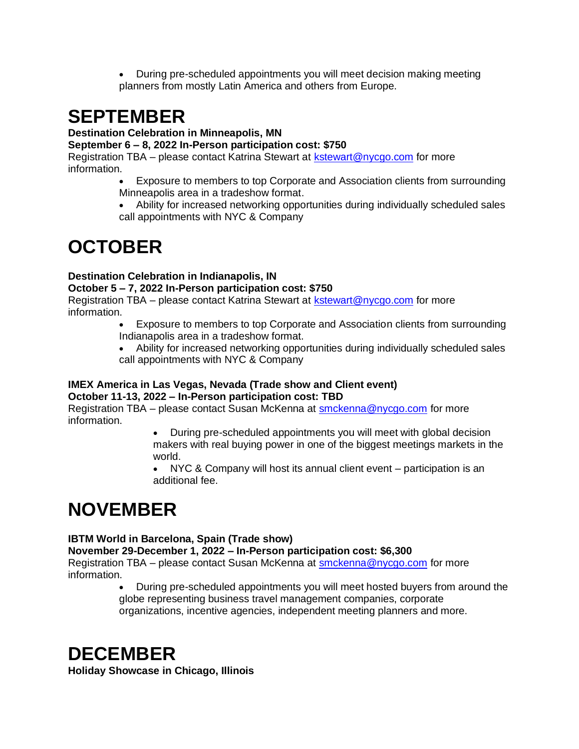- During pre-scheduled appointments you will meet decision making meeting planners from mostly Latin America and others from Europe.

# SEPTEMBER

**Destination Celebration in Minneapolis, MN**
**September 6 – 8, 2022 In-Person participation cost: $750**
Registration TBA – please contact Katrina Stewart at kstewart@nycgo.com for more information.

- Exposure to members to top Corporate and Association clients from surrounding Minneapolis area in a tradeshow format.
- Ability for increased networking opportunities during individually scheduled sales call appointments with NYC & Company

# OCTOBER

**Destination Celebration in Indianapolis, IN**
**October 5 – 7, 2022 In-Person participation cost: $750**
Registration TBA – please contact Katrina Stewart at kstewart@nycgo.com for more information.

- Exposure to members to top Corporate and Association clients from surrounding Indianapolis area in a tradeshow format.
- Ability for increased networking opportunities during individually scheduled sales call appointments with NYC & Company

**IMEX America in Las Vegas, Nevada (Trade show and Client event)**
**October 11-13, 2022 – In-Person participation cost: TBD**
Registration TBA – please contact Susan McKenna at smckenna@nycgo.com for more information.

- During pre-scheduled appointments you will meet with global decision makers with real buying power in one of the biggest meetings markets in the world.
- NYC & Company will host its annual client event – participation is an additional fee.

# NOVEMBER

**IBTM World in Barcelona, Spain (Trade show)**
**November 29-December 1, 2022 – In-Person participation cost: $6,300**
Registration TBA – please contact Susan McKenna at smckenna@nycgo.com for more information.

- During pre-scheduled appointments you will meet hosted buyers from around the globe representing business travel management companies, corporate organizations, incentive agencies, independent meeting planners and more.

# DECEMBER

**Holiday Showcase in Chicago, Illinois**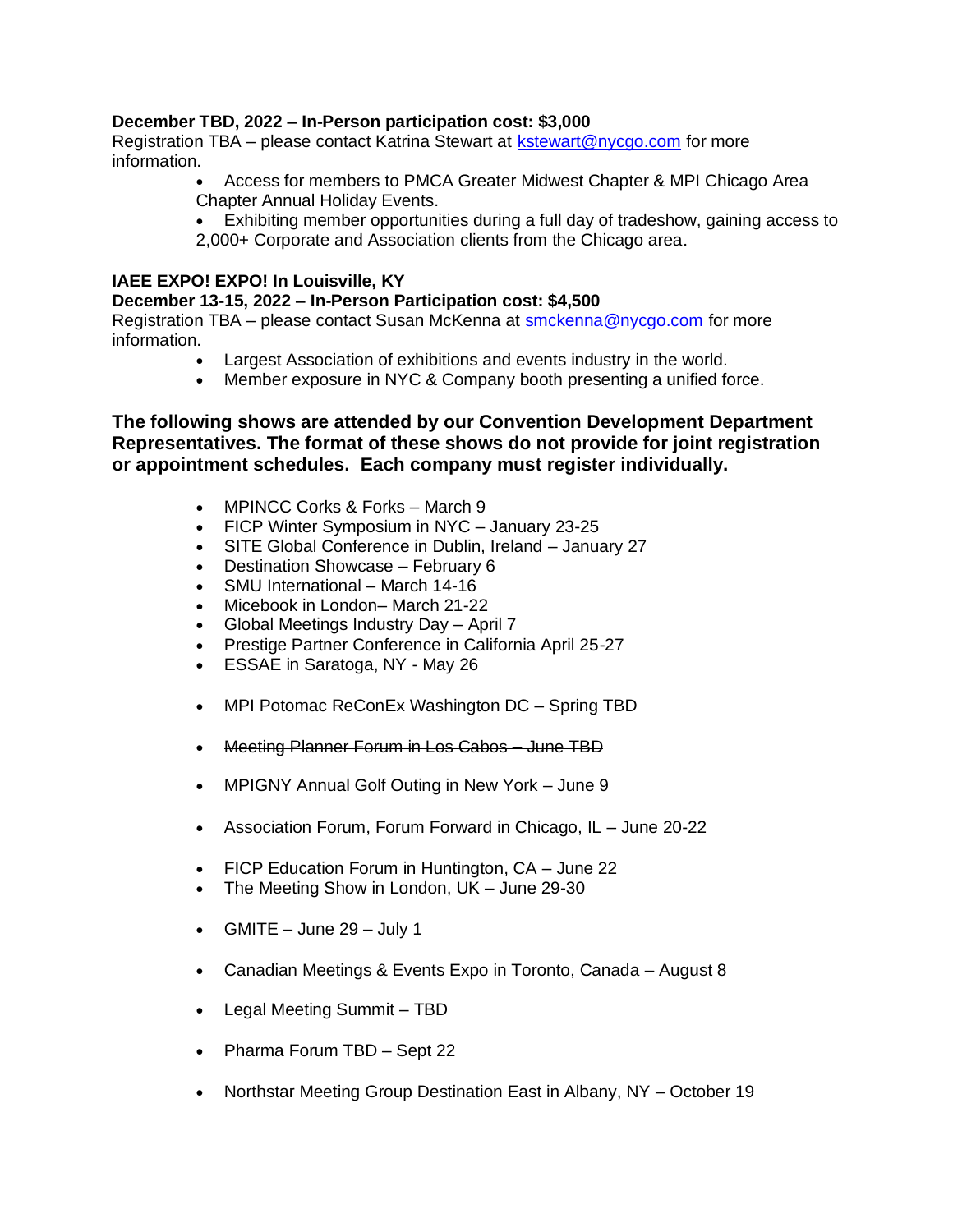**December TBD, 2022 – In-Person participation cost: $3,000**
Registration TBA – please contact Katrina Stewart at kstewart@nycgo.com for more information.

- Access for members to PMCA Greater Midwest Chapter & MPI Chicago Area Chapter Annual Holiday Events.
- Exhibiting member opportunities during a full day of tradeshow, gaining access to 2,000+ Corporate and Association clients from the Chicago area.

**IAEE EXPO! EXPO! In Louisville, KY**
**December 13-15, 2022 – In-Person Participation cost: $4,500**
Registration TBA – please contact Susan McKenna at smckenna@nycgo.com for more information.

- Largest Association of exhibitions and events industry in the world.
- Member exposure in NYC & Company booth presenting a unified force.

**The following shows are attended by our Convention Development Department Representatives. The format of these shows do not provide for joint registration or appointment schedules. Each company must register individually.**

- MPINCC Corks & Forks – March 9
- FICP Winter Symposium in NYC – January 23-25
- SITE Global Conference in Dublin, Ireland – January 27
- Destination Showcase – February 6
- SMU International – March 14-16
- Micebook in London– March 21-22
- Global Meetings Industry Day – April 7
- Prestige Partner Conference in California April 25-27
- ESSAE in Saratoga, NY - May 26
- MPI Potomac ReConEx Washington DC – Spring TBD
- ~~Meeting Planner Forum in Los Cabos – June TBD~~
- MPIGNY Annual Golf Outing in New York – June 9
- Association Forum, Forum Forward in Chicago, IL – June 20-22
- FICP Education Forum in Huntington, CA – June 22
- The Meeting Show in London, UK – June 29-30
- ~~GMITE – June 29 – July 1~~
- Canadian Meetings & Events Expo in Toronto, Canada – August 8
- Legal Meeting Summit – TBD
- Pharma Forum TBD – Sept 22
- Northstar Meeting Group Destination East in Albany, NY – October 19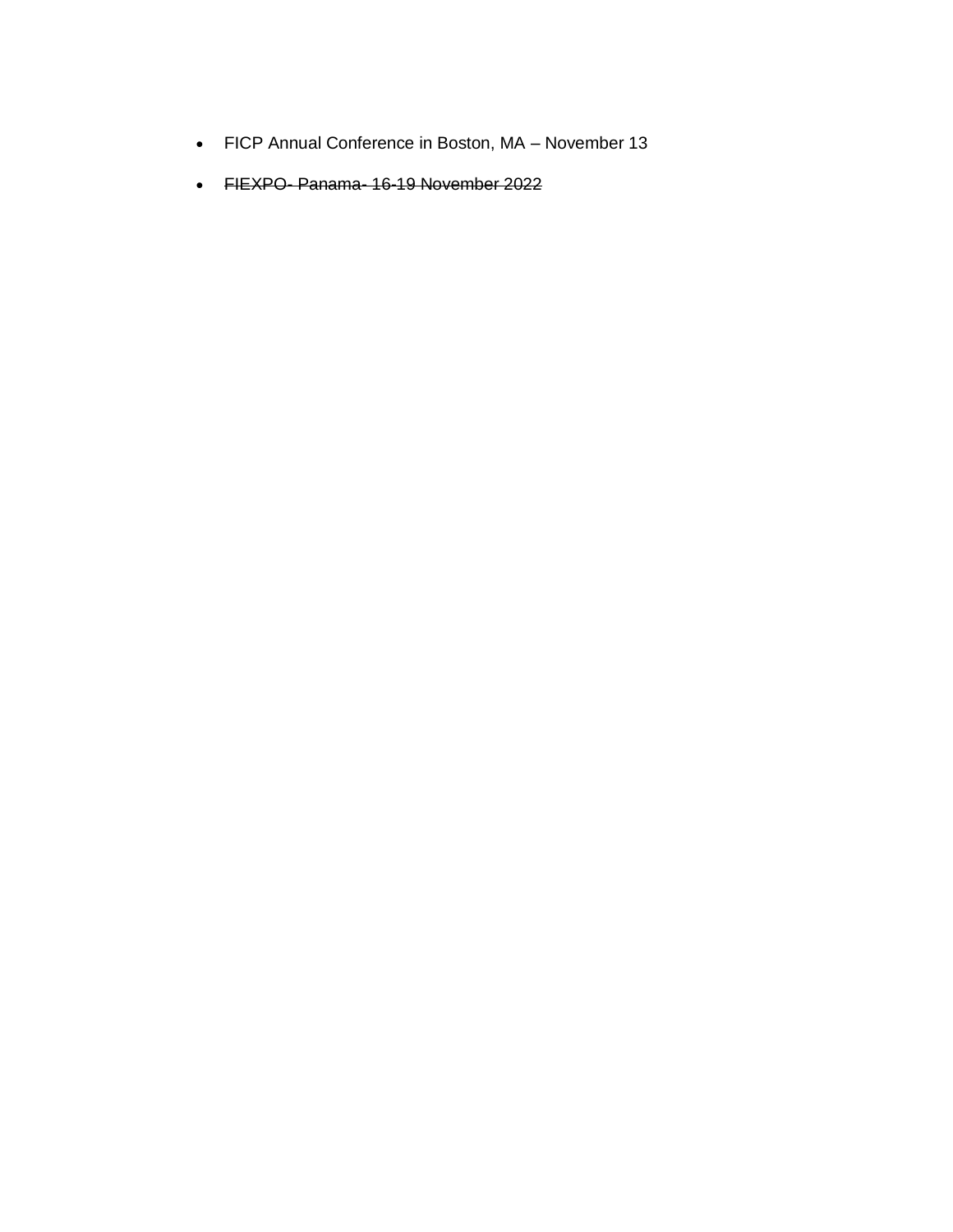- FICP Annual Conference in Boston, MA – November 13
- ~~FIEXPO- Panama- 16-19 November 2022~~